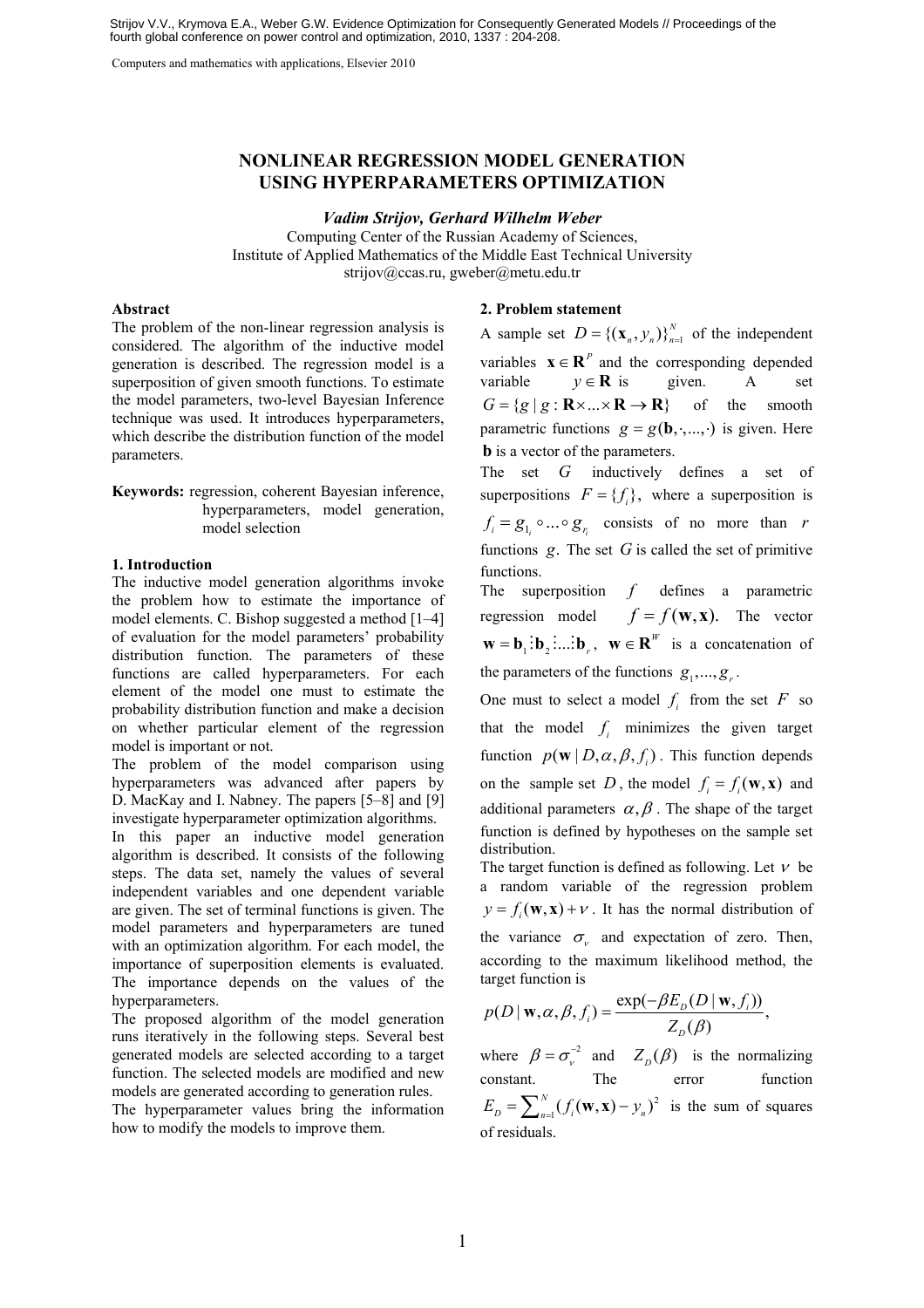Strijov V.V., Krymova E.A., Weber G.W. Evidence Optimization for Consequently Generated Models // Proceedings of the fourth global conference on power control and optimization, 2010, 1337 : 204-208.

Computers and mathematics with applications, Elsevier 2010

# NONLINEAR REGRESSION MODEL GENERATION USING HYPERPARAMETERS OPTIMIZATION

***Vadim Strijov, Gerhard Wilhelm Weber***

Computing Center of the Russian Academy of Sciences,
Institute of Applied Mathematics of the Middle East Technical University
strijov@ccas.ru, gweber@metu.edu.tr

**Abstract**

The problem of the non-linear regression analysis is considered. The algorithm of the inductive model generation is described. The regression model is a superposition of given smooth functions. To estimate the model parameters, two-level Bayesian Inference technique was used. It introduces hyperparameters, which describe the distribution function of the model parameters.

**Keywords:** regression, coherent Bayesian inference, hyperparameters, model generation, model selection

**1. Introduction**

The inductive model generation algorithms invoke the problem how to estimate the importance of model elements. C. Bishop suggested a method [1–4] of evaluation for the model parameters' probability distribution function. The parameters of these functions are called hyperparameters. For each element of the model one must to estimate the probability distribution function and make a decision on whether particular element of the regression model is important or not.

The problem of the model comparison using hyperparameters was advanced after papers by D. MacKay and I. Nabney. The papers [5–8] and [9] investigate hyperparameter optimization algorithms.

In this paper an inductive model generation algorithm is described. It consists of the following steps. The data set, namely the values of several independent variables and one dependent variable are given. The set of terminal functions is given. The model parameters and hyperparameters are tuned with an optimization algorithm. For each model, the importance of superposition elements is evaluated. The importance depends on the values of the hyperparameters.

The proposed algorithm of the model generation runs iteratively in the following steps. Several best generated models are selected according to a target function. The selected models are modified and new models are generated according to generation rules.

The hyperparameter values bring the information how to modify the models to improve them.

**2. Problem statement**

A sample set $D = \{(\mathbf{x}_n, y_n)\}_{n=1}^{N}$ of the independent variables $\mathbf{x} \in \mathbf{R}^P$ and the corresponding depended variable $y \in \mathbf{R}$ is given. A set $G = \{g \mid g : \mathbf{R} \times ... \times \mathbf{R} \to \mathbf{R}\}$ of the smooth parametric functions $g = g(\mathbf{b}, \cdot, ..., \cdot)$ is given. Here $\mathbf{b}$ is a vector of the parameters.

The set $G$ inductively defines a set of superpositions $F = \{f_i\}$, where a superposition is $f_i = g_{1_i} \circ ... \circ g_{r_i}$ consists of no more than $r$ functions $g$. The set $G$ is called the set of primitive functions.

The superposition $f$ defines a parametric regression model $f = f(\mathbf{w}, \mathbf{x})$. The vector $\mathbf{w} = \mathbf{b}_1 \vdots \mathbf{b}_2 \vdots ... \vdots \mathbf{b}_r$, $\mathbf{w} \in \mathbf{R}^W$ is a concatenation of the parameters of the functions $g_1, ..., g_r$.

One must to select a model $f_i$ from the set $F$ so that the model $f_i$ minimizes the given target function $p(\mathbf{w} \mid D, \alpha, \beta, f_i)$. This function depends on the sample set $D$, the model $f_i = f_i(\mathbf{w}, \mathbf{x})$ and additional parameters $\alpha, \beta$. The shape of the target function is defined by hypotheses on the sample set distribution.

The target function is defined as following. Let $\nu$ be a random variable of the regression problem $y = f_i(\mathbf{w}, \mathbf{x}) + \nu$. It has the normal distribution of the variance $\sigma_\nu$ and expectation of zero. Then, according to the maximum likelihood method, the target function is

$$p(D \mid \mathbf{w}, \alpha, \beta, f_i) = \frac{\exp(-\beta E_D(D \mid \mathbf{w}, f_i))}{Z_D(\beta)},$$

where $\beta = \sigma_\nu^{-2}$ and $Z_D(\beta)$ is the normalizing constant. The error function $E_D = \sum_{n=1}^{N} (f_i(\mathbf{w}, \mathbf{x}) - y_n)^2$ is the sum of squares of residuals.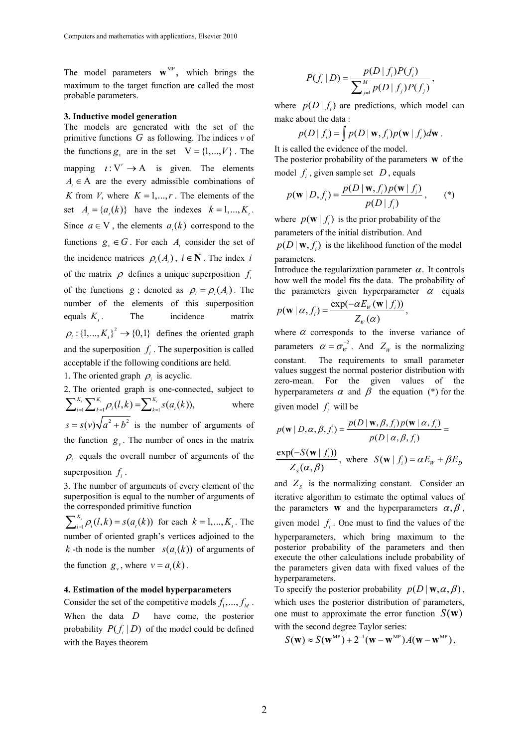The model parameters $\mathbf{w}^{\mathrm{MP}}$, which brings the maximum to the target function are called the most probable parameters.

## 3. Inductive model generation

The models are generated with the set of the primitive functions $G$ as following. The indices $v$ of the functions $g_v$ are in the set $\mathrm{V} = \{1,...,V\}$. The mapping $\iota : \mathrm{V}^r \to \mathrm{A}$ is given. The elements $A_\iota \in \mathrm{A}$ are the every admissible combinations of $K$ from $V$, where $K = 1,...,r$. The elements of the set $A_\iota = \{a_\iota(k)\}$ have the indexes $k = 1,...,K_\iota$. Since $a \in \mathrm{V}$, the elements $a_\iota(k)$ correspond to the functions $g_v \in G$. For each $A_\iota$ consider the set of the incidence matrices $\rho_i(A_\iota)$, $i \in \mathbf{N}$. The index $i$ of the matrix $\rho$ defines a unique superposition $f_i$ of the functions $g$; denoted as $\rho_i = \rho_i(A_\iota)$. The number of the elements of this superposition equals $K_\iota$. The incidence matrix $\rho_i : \{1,...,K_\iota\}^2 \to \{0,1\}$ defines the oriented graph and the superposition $f_i$. The superposition is called acceptable if the following conditions are held.

1. The oriented graph $\rho_i$ is acyclic.
2. The oriented graph is one-connected, subject to $\sum_{l=1}^{K_\iota}\sum_{k=1}^{K_\iota}\rho_i(l,k) = \sum_{k=1}^{K_\iota} s(a_\iota(k)),$ where $s = s(v)\sqrt{a^2+b^2}$ is the number of arguments of the function $g_v$. The number of ones in the matrix $\rho_i$ equals the overall number of arguments of the superposition $f_i$.
3. The number of arguments of every element of the superposition is equal to the number of arguments of the corresponded primitive function $\sum_{l=1}^{K_\iota}\rho_i(l,k) = s(a_\iota(k))$ for each $k = 1,...,K_\iota$. The number of oriented graph's vertices adjoined to the $k$-th node is the number $s(a_\iota(k))$ of arguments of the function $g_v$, where $v = a_\iota(k)$.

## 4. Estimation of the model hyperparameters

Consider the set of the competitive models $f_1,...,f_M$. When the data $D$ have come, the posterior probability $P(f_i \mid D)$ of the model could be defined with the Bayes theorem

$$P(f_i \mid D) = \frac{p(D \mid f_i)P(f_i)}{\sum_{j=1}^{M} p(D \mid f_j)P(f_j)},$$

where $p(D \mid f_i)$ are predictions, which model can make about the data :

$$p(D \mid f_i) = \int p(D \mid \mathbf{w}, f_i)p(\mathbf{w} \mid f_i)d\mathbf{w}.$$

It is called the evidence of the model.

The posterior probability of the parameters $\mathbf{w}$ of the model $f_i$, given sample set $D$, equals

$$p(\mathbf{w} \mid D, f_i) = \frac{p(D \mid \mathbf{w}, f_i)\,p(\mathbf{w} \mid f_i)}{p(D \mid f_i)}, \qquad (*)$$

where $p(\mathbf{w} \mid f_i)$ is the prior probability of the parameters of the initial distribution. And $p(D \mid \mathbf{w}, f_i)$ is the likelihood function of the model parameters.

Introduce the regularization parameter $\alpha$. It controls how well the model fits the data. The probability of the parameters given hyperparameter $\alpha$ equals

$$p(\mathbf{w} \mid \alpha, f_i) = \frac{\exp(-\alpha E_W(\mathbf{w} \mid f_i))}{Z_W(\alpha)},$$

where $\alpha$ corresponds to the inverse variance of parameters $\alpha = \sigma_W^{-2}$. And $Z_W$ is the normalizing constant. The requirements to small parameter values suggest the normal posterior distribution with zero-mean. For the given values of the hyperparameters $\alpha$ and $\beta$ the equation (*) for the given model $f_i$ will be

$$p(\mathbf{w} \mid D, \alpha, \beta, f_i) = \frac{p(D \mid \mathbf{w}, \beta, f_i)\,p(\mathbf{w} \mid \alpha, f_i)}{p(D \mid \alpha, \beta, f_i)} =$$

$$\frac{\exp(-S(\mathbf{w} \mid f_i))}{Z_S(\alpha, \beta)}, \text{ where } S(\mathbf{w} \mid f_i) = \alpha E_W + \beta E_D$$

and $Z_S$ is the normalizing constant. Consider an iterative algorithm to estimate the optimal values of the parameters $\mathbf{w}$ and the hyperparameters $\alpha, \beta$, given model $f_i$. One must to find the values of the hyperparameters, which bring maximum to the posterior probability of the parameters and then execute the other calculations include probability of the parameters given data with fixed values of the hyperparameters.

To specify the posterior probability $p(D \mid \mathbf{w}, \alpha, \beta)$, which uses the posterior distribution of parameters, one must to approximate the error function $S(\mathbf{w})$ with the second degree Taylor series:

$$S(\mathbf{w}) \approx S(\mathbf{w}^{\mathrm{MP}}) + 2^{-1}(\mathbf{w} - \mathbf{w}^{\mathrm{MP}})A(\mathbf{w} - \mathbf{w}^{\mathrm{MP}}),$$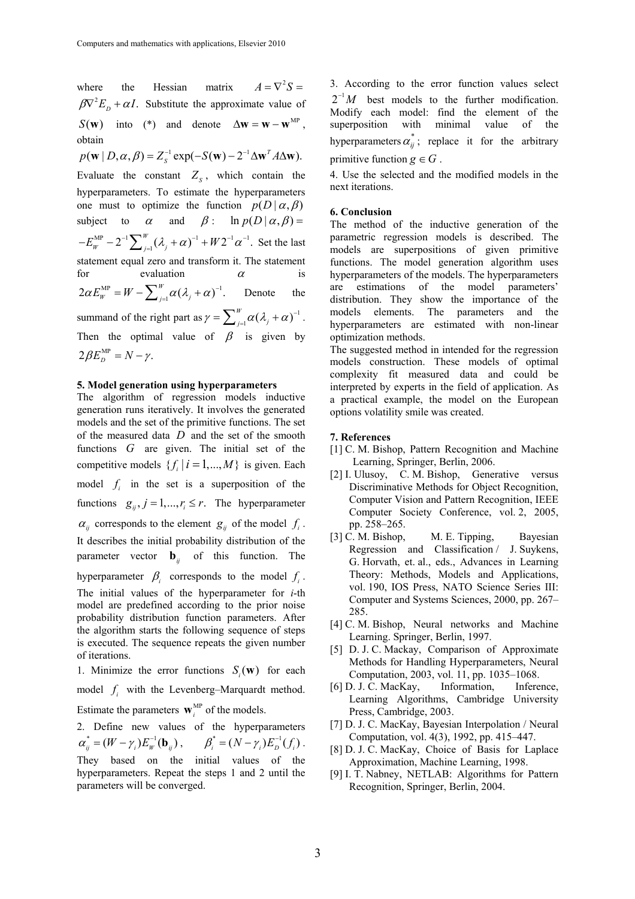where the Hessian matrix $A = \nabla^2 S = \beta\nabla^2 E_D + \alpha I$. Substitute the approximate value of $S(\mathbf{w})$ into (*) and denote $\Delta\mathbf{w} = \mathbf{w} - \mathbf{w}^{\text{MP}}$, obtain

$$p(\mathbf{w} \mid D, \alpha, \beta) = Z_S^{-1} \exp(-S(\mathbf{w}) - 2^{-1}\Delta\mathbf{w}^T A \Delta\mathbf{w}).$$

Evaluate the constant $Z_S$, which contain the hyperparameters. To estimate the hyperparameters one must to optimize the function $p(D \mid \alpha, \beta)$ subject to $\alpha$ and $\beta$: $\ln p(D \mid \alpha, \beta) = -E_W^{\text{MP}} - 2^{-1}\sum_{j=1}^{W}(\lambda_j + \alpha)^{-1} + W 2^{-1}\alpha^{-1}$. Set the last statement equal zero and transform it. The statement for evaluation $\alpha$ is $2\alpha E_W^{\text{MP}} = W - \sum_{j=1}^{W}\alpha(\lambda_j + \alpha)^{-1}$. Denote the summand of the right part as $\gamma = \sum_{j=1}^{W}\alpha(\lambda_j + \alpha)^{-1}$. Then the optimal value of $\beta$ is given by $2\beta E_D^{\text{MP}} = N - \gamma$.

## 5. Model generation using hyperparameters

The algorithm of regression models inductive generation runs iteratively. It involves the generated models and the set of the primitive functions. The set of the measured data $D$ and the set of the smooth functions $G$ are given. The initial set of the competitive models $\{f_i \mid i = 1, ..., M\}$ is given. Each model $f_i$ in the set is a superposition of the functions $g_{ij}, j = 1, ..., r_i \le r$. The hyperparameter $\alpha_{ij}$ corresponds to the element $g_{ij}$ of the model $f_i$. It describes the initial probability distribution of the parameter vector $\mathbf{b}_{ij}$ of this function. The hyperparameter $\beta_i$ corresponds to the model $f_i$. The initial values of the hyperparameter for *i*-th model are predefined according to the prior noise probability distribution function parameters. After the algorithm starts the following sequence of steps is executed. The sequence repeats the given number of iterations.

1. Minimize the error functions $S_i(\mathbf{w})$ for each model $f_i$ with the Levenberg–Marquardt method. Estimate the parameters $\mathbf{w}_i^{\text{MP}}$ of the models.

2. Define new values of the hyperparameters $\alpha_{ij}^* = (W - \gamma_i)E_W^{-1}(\mathbf{b}_{ij})$, $\beta_i^* = (N - \gamma_i)E_D^{-1}(f_i)$. They based on the initial values of the hyperparameters. Repeat the steps 1 and 2 until the parameters will be converged.

3. According to the error function values select $2^{-1}M$ best models to the further modification. Modify each model: find the element of the superposition with minimal value of the hyperparameters $\alpha_{ij}^*$; replace it for the arbitrary primitive function $g \in G$.

4. Use the selected and the modified models in the next iterations.

## 6. Conclusion

The method of the inductive generation of the parametric regression models is described. The models are superpositions of given primitive functions. The model generation algorithm uses hyperparameters of the models. The hyperparameters are estimations of the model parameters' distribution. They show the importance of the models elements. The parameters and the hyperparameters are estimated with non-linear optimization methods.

The suggested method in intended for the regression models construction. These models of optimal complexity fit measured data and could be interpreted by experts in the field of application. As a practical example, the model on the European options volatility smile was created.

## 7. References

[1] C. M. Bishop, Pattern Recognition and Machine Learning, Springer, Berlin, 2006.

[2] I. Ulusoy, C. M. Bishop, Generative versus Discriminative Methods for Object Recognition, Computer Vision and Pattern Recognition, IEEE Computer Society Conference, vol. 2, 2005, pp. 258–265.

[3] C. M. Bishop, M. E. Tipping, Bayesian Regression and Classification / J. Suykens, G. Horvath, et. al., eds., Advances in Learning Theory: Methods, Models and Applications, vol. 190, IOS Press, NATO Science Series III: Computer and Systems Sciences, 2000, pp. 267–285.

[4] C. M. Bishop, Neural networks and Machine Learning. Springer, Berlin, 1997.

[5] D. J. C. Mackay, Comparison of Approximate Methods for Handling Hyperparameters, Neural Computation, 2003, vol. 11, pp. 1035–1068.

[6] D. J. C. MacKay, Information, Inference, Learning Algorithms, Cambridge University Press, Cambridge, 2003.

[7] D. J. C. MacKay, Bayesian Interpolation / Neural Computation, vol. 4(3), 1992, pp. 415–447.

[8] D. J. C. MacKay, Choice of Basis for Laplace Approximation, Machine Learning, 1998.

[9] I. T. Nabney, NETLAB: Algorithms for Pattern Recognition, Springer, Berlin, 2004.